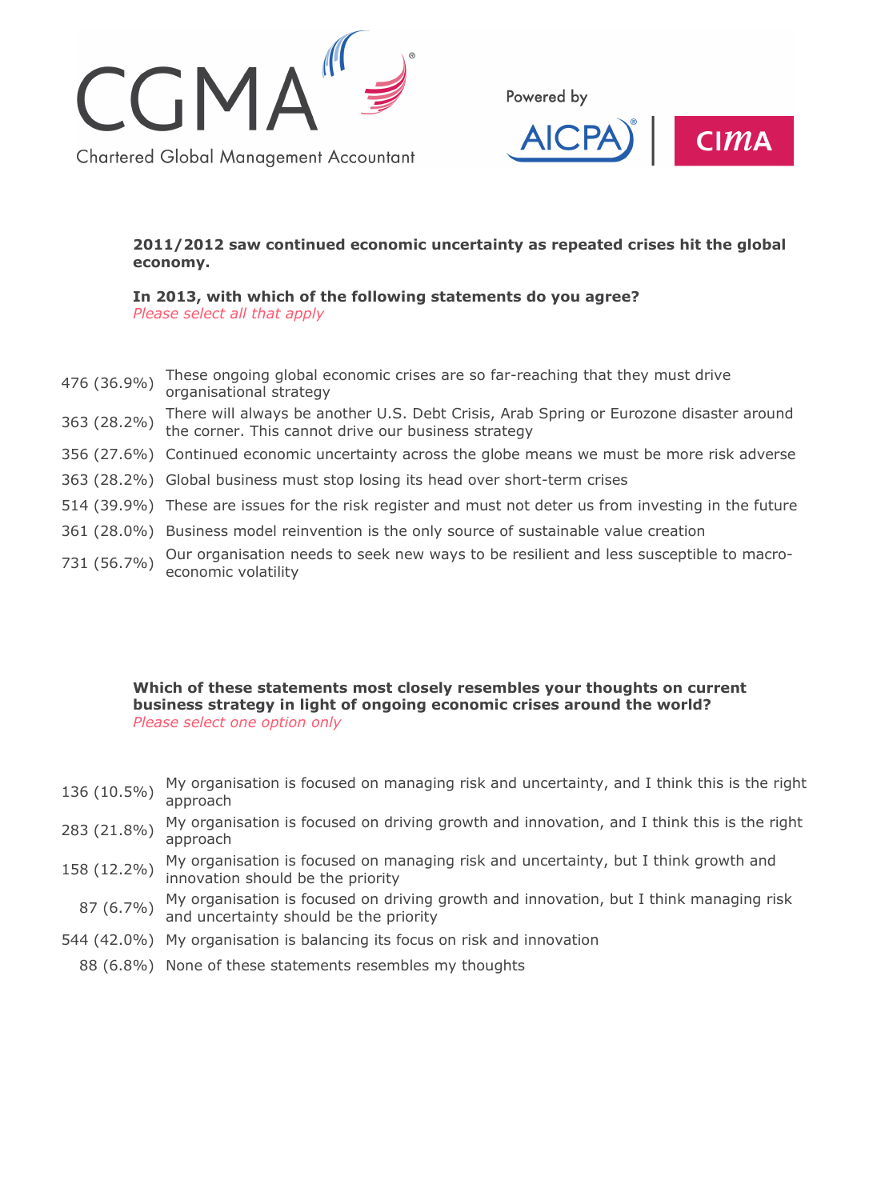CGMA

Chartered Global Management Accountant

Powered by AICPA | CIMA

**2011/2012 saw continued economic uncertainty as repeated crises hit the global economy.**

**In 2013, with which of the following statements do you agree?**
*Please select all that apply*

| | |
|---|---|
| 476 (36.9%) | These ongoing global economic crises are so far-reaching that they must drive organisational strategy |
| 363 (28.2%) | There will always be another U.S. Debt Crisis, Arab Spring or Eurozone disaster around the corner. This cannot drive our business strategy |
| 356 (27.6%) | Continued economic uncertainty across the globe means we must be more risk adverse |
| 363 (28.2%) | Global business must stop losing its head over short-term crises |
| 514 (39.9%) | These are issues for the risk register and must not deter us from investing in the future |
| 361 (28.0%) | Business model reinvention is the only source of sustainable value creation |
| 731 (56.7%) | Our organisation needs to seek new ways to be resilient and less susceptible to macro-economic volatility |

**Which of these statements most closely resembles your thoughts on current business strategy in light of ongoing economic crises around the world?**
*Please select one option only*

| | |
|---|---|
| 136 (10.5%) | My organisation is focused on managing risk and uncertainty, and I think this is the right approach |
| 283 (21.8%) | My organisation is focused on driving growth and innovation, and I think this is the right approach |
| 158 (12.2%) | My organisation is focused on managing risk and uncertainty, but I think growth and innovation should be the priority |
| 87 (6.7%) | My organisation is focused on driving growth and innovation, but I think managing risk and uncertainty should be the priority |
| 544 (42.0%) | My organisation is balancing its focus on risk and innovation |
| 88 (6.8%) | None of these statements resembles my thoughts |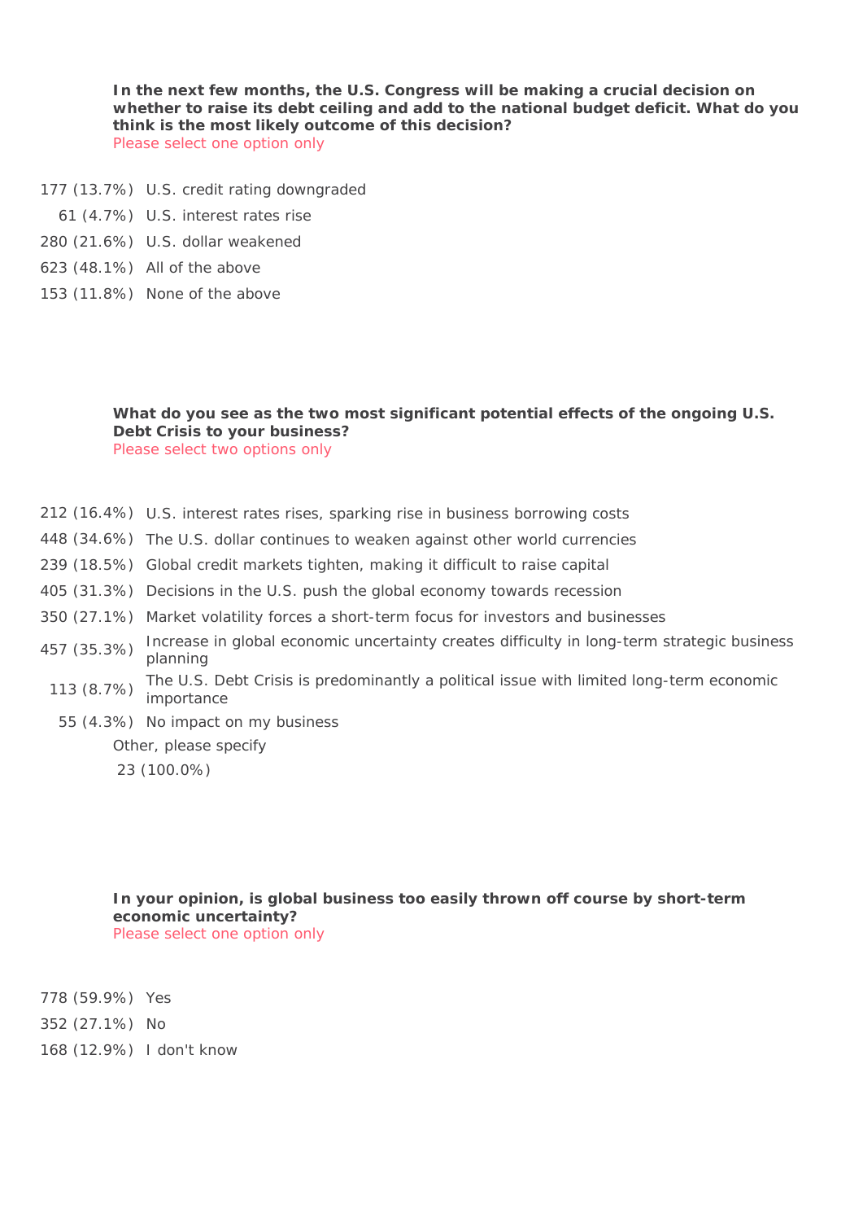**In the next few months, the U.S. Congress will be making a crucial decision on whether to raise its debt ceiling and add to the national budget deficit. What do you think is the most likely outcome of this decision?**
Please select one option only

| Count | Option |
|---|---|
| 177 (13.7%) | U.S. credit rating downgraded |
| 61 (4.7%) | U.S. interest rates rise |
| 280 (21.6%) | U.S. dollar weakened |
| 623 (48.1%) | All of the above |
| 153 (11.8%) | None of the above |

**What do you see as the two most significant potential effects of the ongoing U.S. Debt Crisis to your business?**
Please select two options only

| Count | Option |
|---|---|
| 212 (16.4%) | U.S. interest rates rises, sparking rise in business borrowing costs |
| 448 (34.6%) | The U.S. dollar continues to weaken against other world currencies |
| 239 (18.5%) | Global credit markets tighten, making it difficult to raise capital |
| 405 (31.3%) | Decisions in the U.S. push the global economy towards recession |
| 350 (27.1%) | Market volatility forces a short-term focus for investors and businesses |
| 457 (35.3%) | Increase in global economic uncertainty creates difficulty in long-term strategic business planning |
| 113 (8.7%) | The U.S. Debt Crisis is predominantly a political issue with limited long-term economic importance |
| 55 (4.3%) | No impact on my business |

Other, please specify

23 (100.0%)

**In your opinion, is global business too easily thrown off course by short-term economic uncertainty?**
Please select one option only

| Count | Option |
|---|---|
| 778 (59.9%) | Yes |
| 352 (27.1%) | No |
| 168 (12.9%) | I don't know |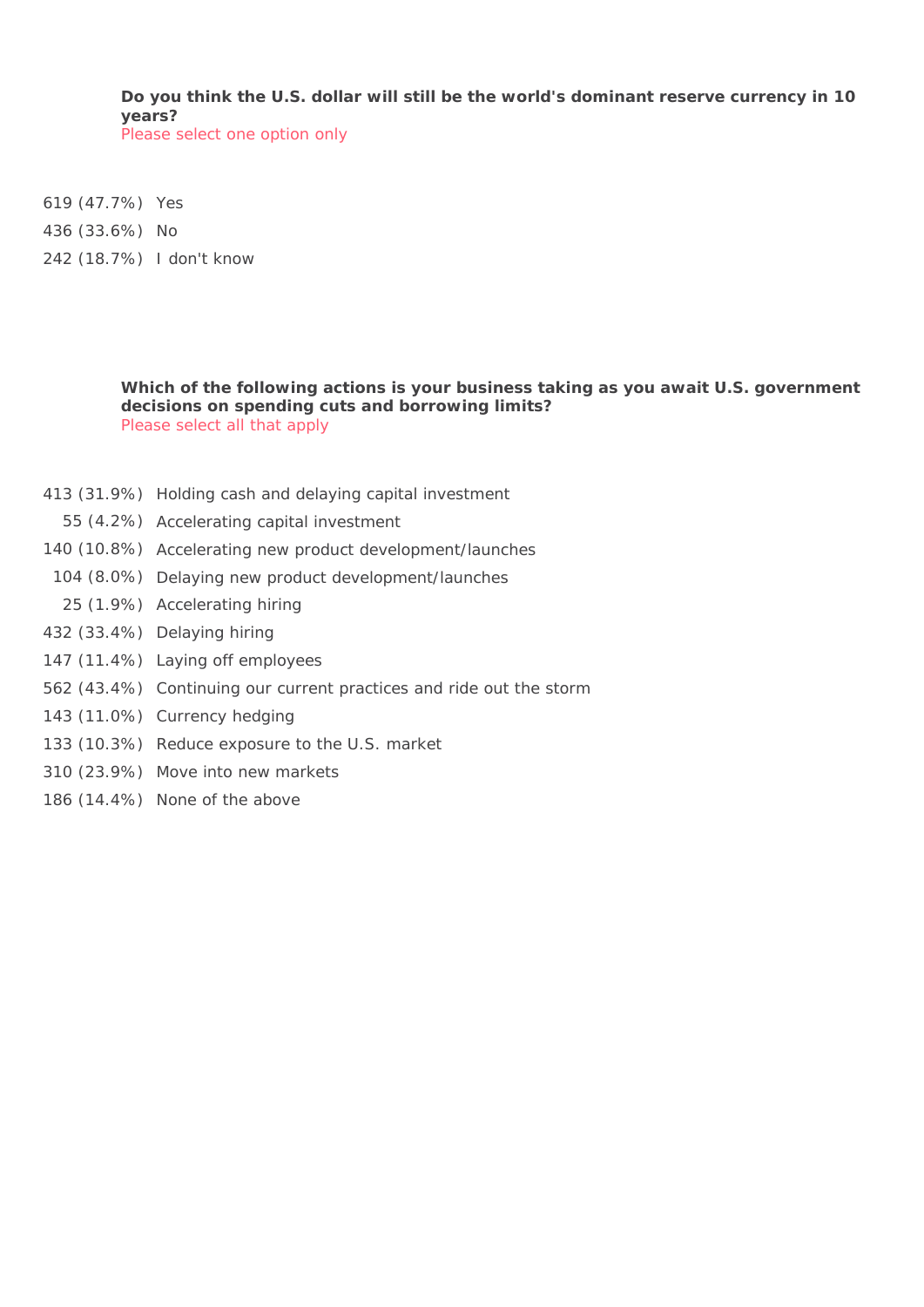**Do you think the U.S. dollar will still be the world's dominant reserve currency in 10 years?**
Please select one option only

| | |
|---|---|
| 619 (47.7%) | Yes |
| 436 (33.6%) | No |
| 242 (18.7%) | I don't know |

**Which of the following actions is your business taking as you await U.S. government decisions on spending cuts and borrowing limits?**
Please select all that apply

| | |
|---|---|
| 413 (31.9%) | Holding cash and delaying capital investment |
| 55 (4.2%) | Accelerating capital investment |
| 140 (10.8%) | Accelerating new product development/launches |
| 104 (8.0%) | Delaying new product development/launches |
| 25 (1.9%) | Accelerating hiring |
| 432 (33.4%) | Delaying hiring |
| 147 (11.4%) | Laying off employees |
| 562 (43.4%) | Continuing our current practices and ride out the storm |
| 143 (11.0%) | Currency hedging |
| 133 (10.3%) | Reduce exposure to the U.S. market |
| 310 (23.9%) | Move into new markets |
| 186 (14.4%) | None of the above |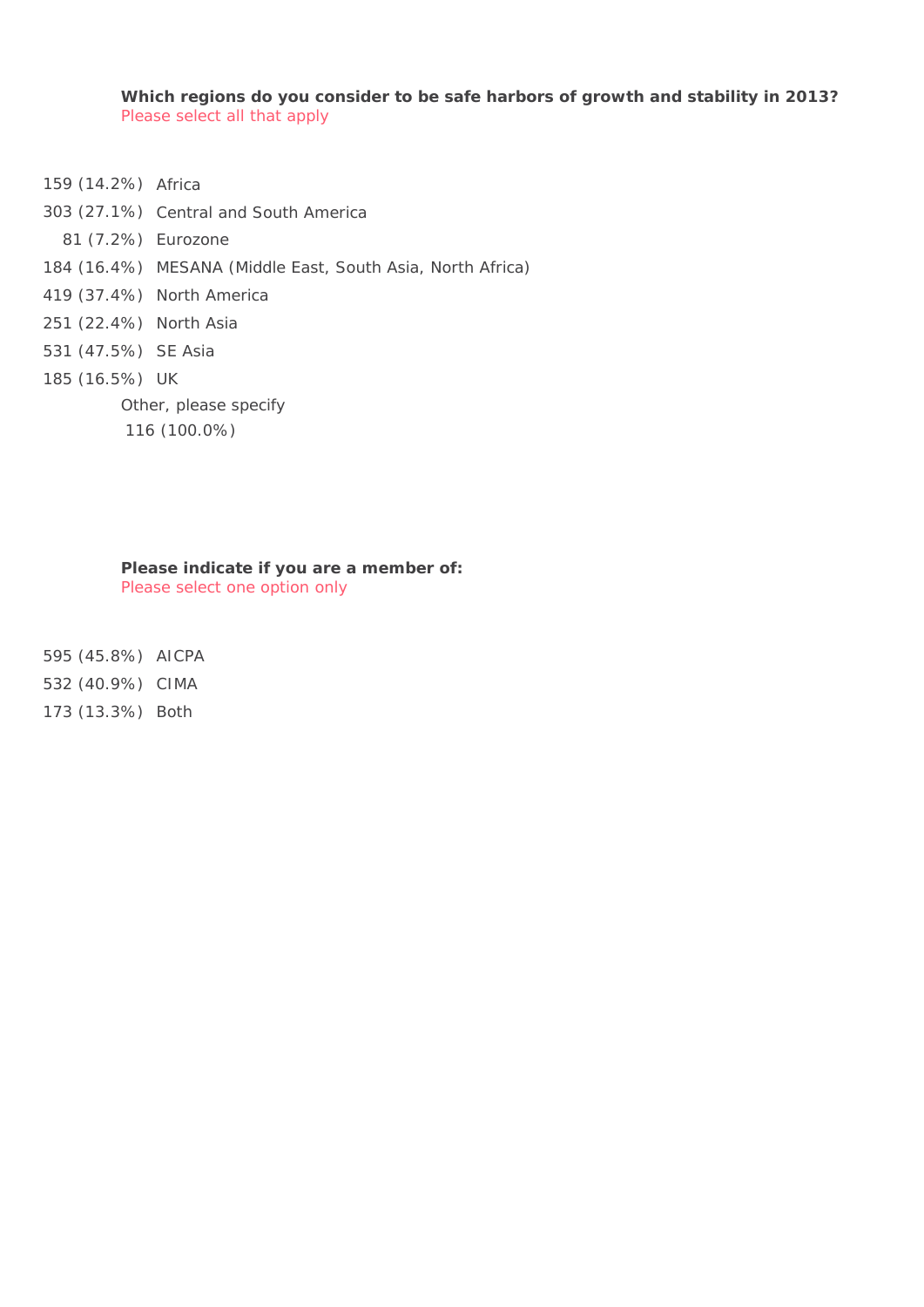**Which regions do you consider to be safe harbors of growth and stability in 2013?**
Please select all that apply

159 (14.2%) Africa
303 (27.1%) Central and South America
81 (7.2%) Eurozone
184 (16.4%) MESANA (Middle East, South Asia, North Africa)
419 (37.4%) North America
251 (22.4%) North Asia
531 (47.5%) SE Asia
185 (16.5%) UK

Other, please specify
116 (100.0%)

**Please indicate if you are a member of:**
Please select one option only

595 (45.8%) AICPA
532 (40.9%) CIMA
173 (13.3%) Both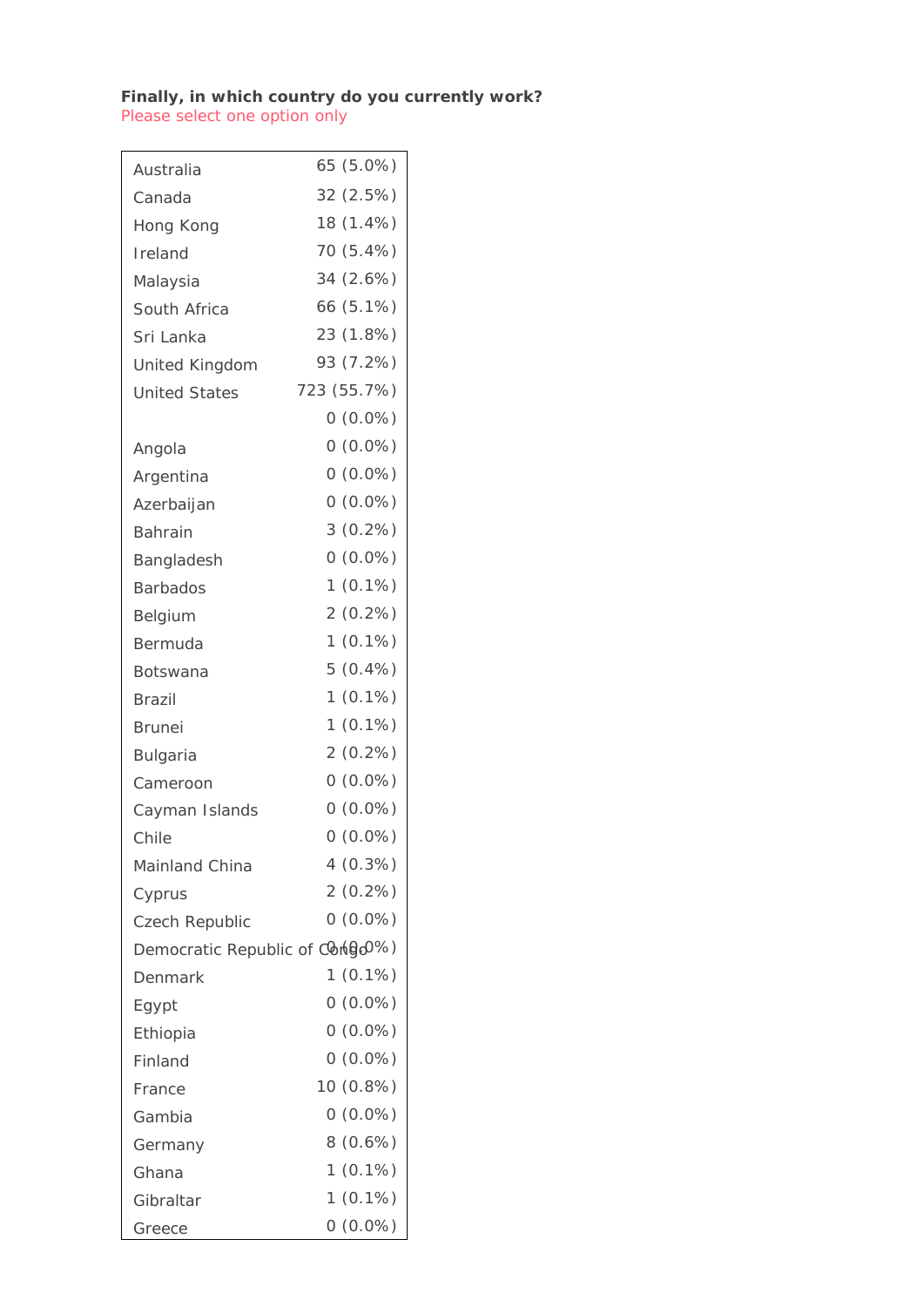**Finally, in which country do you currently work?**

Please select one option only

| Country | Count (%) |
|---|---|
| Australia | 65 (5.0%) |
| Canada | 32 (2.5%) |
| Hong Kong | 18 (1.4%) |
| Ireland | 70 (5.4%) |
| Malaysia | 34 (2.6%) |
| South Africa | 66 (5.1%) |
| Sri Lanka | 23 (1.8%) |
| United Kingdom | 93 (7.2%) |
| United States | 723 (55.7%) |
| | 0 (0.0%) |
| Angola | 0 (0.0%) |
| Argentina | 0 (0.0%) |
| Azerbaijan | 0 (0.0%) |
| Bahrain | 3 (0.2%) |
| Bangladesh | 0 (0.0%) |
| Barbados | 1 (0.1%) |
| Belgium | 2 (0.2%) |
| Bermuda | 1 (0.1%) |
| Botswana | 5 (0.4%) |
| Brazil | 1 (0.1%) |
| Brunei | 1 (0.1%) |
| Bulgaria | 2 (0.2%) |
| Cameroon | 0 (0.0%) |
| Cayman Islands | 0 (0.0%) |
| Chile | 0 (0.0%) |
| Mainland China | 4 (0.3%) |
| Cyprus | 2 (0.2%) |
| Czech Republic | 0 (0.0%) |
| Democratic Republic of Congo | 0 (0.0%) |
| Denmark | 1 (0.1%) |
| Egypt | 0 (0.0%) |
| Ethiopia | 0 (0.0%) |
| Finland | 0 (0.0%) |
| France | 10 (0.8%) |
| Gambia | 0 (0.0%) |
| Germany | 8 (0.6%) |
| Ghana | 1 (0.1%) |
| Gibraltar | 1 (0.1%) |
| Greece | 0 (0.0%) |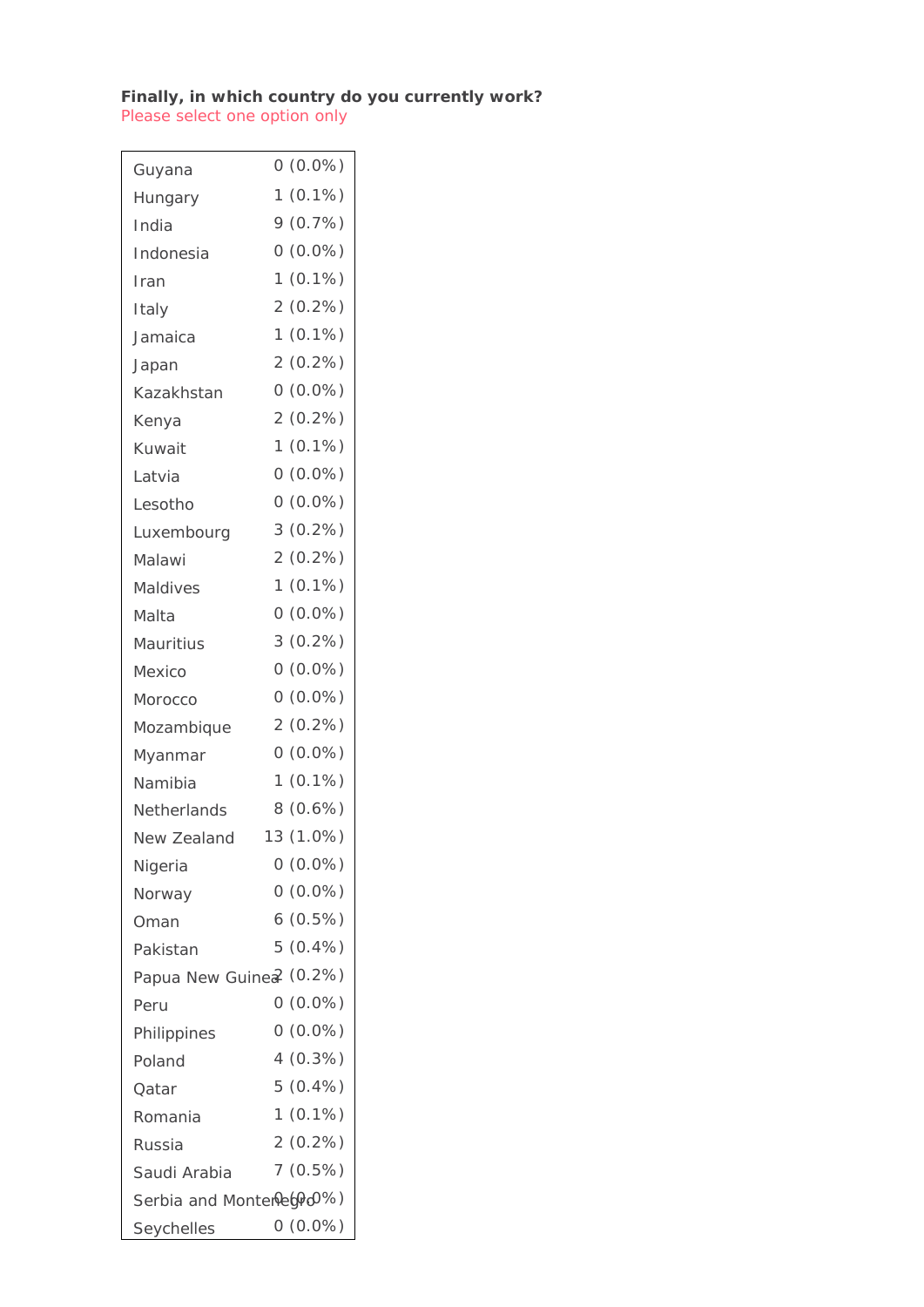**Finally, in which country do you currently work?**
Please select one option only

| | |
|---|---|
| Guyana | 0 (0.0%) |
| Hungary | 1 (0.1%) |
| India | 9 (0.7%) |
| Indonesia | 0 (0.0%) |
| Iran | 1 (0.1%) |
| Italy | 2 (0.2%) |
| Jamaica | 1 (0.1%) |
| Japan | 2 (0.2%) |
| Kazakhstan | 0 (0.0%) |
| Kenya | 2 (0.2%) |
| Kuwait | 1 (0.1%) |
| Latvia | 0 (0.0%) |
| Lesotho | 0 (0.0%) |
| Luxembourg | 3 (0.2%) |
| Malawi | 2 (0.2%) |
| Maldives | 1 (0.1%) |
| Malta | 0 (0.0%) |
| Mauritius | 3 (0.2%) |
| Mexico | 0 (0.0%) |
| Morocco | 0 (0.0%) |
| Mozambique | 2 (0.2%) |
| Myanmar | 0 (0.0%) |
| Namibia | 1 (0.1%) |
| Netherlands | 8 (0.6%) |
| New Zealand | 13 (1.0%) |
| Nigeria | 0 (0.0%) |
| Norway | 0 (0.0%) |
| Oman | 6 (0.5%) |
| Pakistan | 5 (0.4%) |
| Papua New Guinea | 2 (0.2%) |
| Peru | 0 (0.0%) |
| Philippines | 0 (0.0%) |
| Poland | 4 (0.3%) |
| Qatar | 5 (0.4%) |
| Romania | 1 (0.1%) |
| Russia | 2 (0.2%) |
| Saudi Arabia | 7 (0.5%) |
| Serbia and Montenegro | 0 (0.0%) |
| Seychelles | 0 (0.0%) |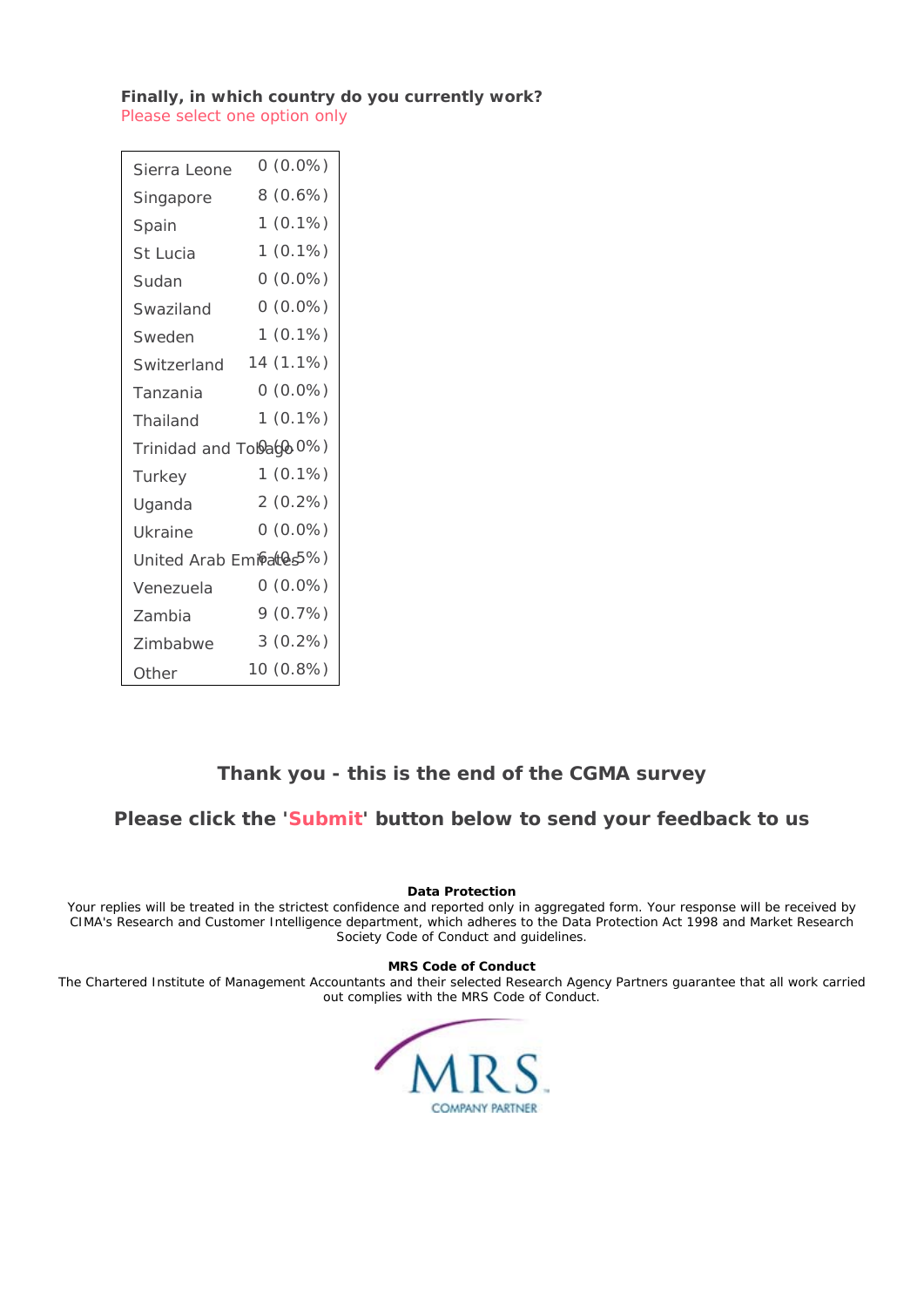**Finally, in which country do you currently work?**
Please select one option only

| | |
|---|---|
| Sierra Leone | 0 (0.0%) |
| Singapore | 8 (0.6%) |
| Spain | 1 (0.1%) |
| St Lucia | 1 (0.1%) |
| Sudan | 0 (0.0%) |
| Swaziland | 0 (0.0%) |
| Sweden | 1 (0.1%) |
| Switzerland | 14 (1.1%) |
| Tanzania | 0 (0.0%) |
| Thailand | 1 (0.1%) |
| Trinidad and Tobago | 0 (0.0%) |
| Turkey | 1 (0.1%) |
| Uganda | 2 (0.2%) |
| Ukraine | 0 (0.0%) |
| United Arab Emirates | 6 (0.5%) |
| Venezuela | 0 (0.0%) |
| Zambia | 9 (0.7%) |
| Zimbabwe | 3 (0.2%) |
| Other | 10 (0.8%) |

## Thank you - this is the end of the CGMA survey

## Please click the 'Submit' button below to send your feedback to us

**Data Protection**
Your replies will be treated in the strictest confidence and reported only in aggregated form. Your response will be received by CIMA's Research and Customer Intelligence department, which adheres to the Data Protection Act 1998 and Market Research Society Code of Conduct and guidelines.

**MRS Code of Conduct**
The Chartered Institute of Management Accountants and their selected Research Agency Partners guarantee that all work carried out complies with the MRS Code of Conduct.

MRS
COMPANY PARTNER